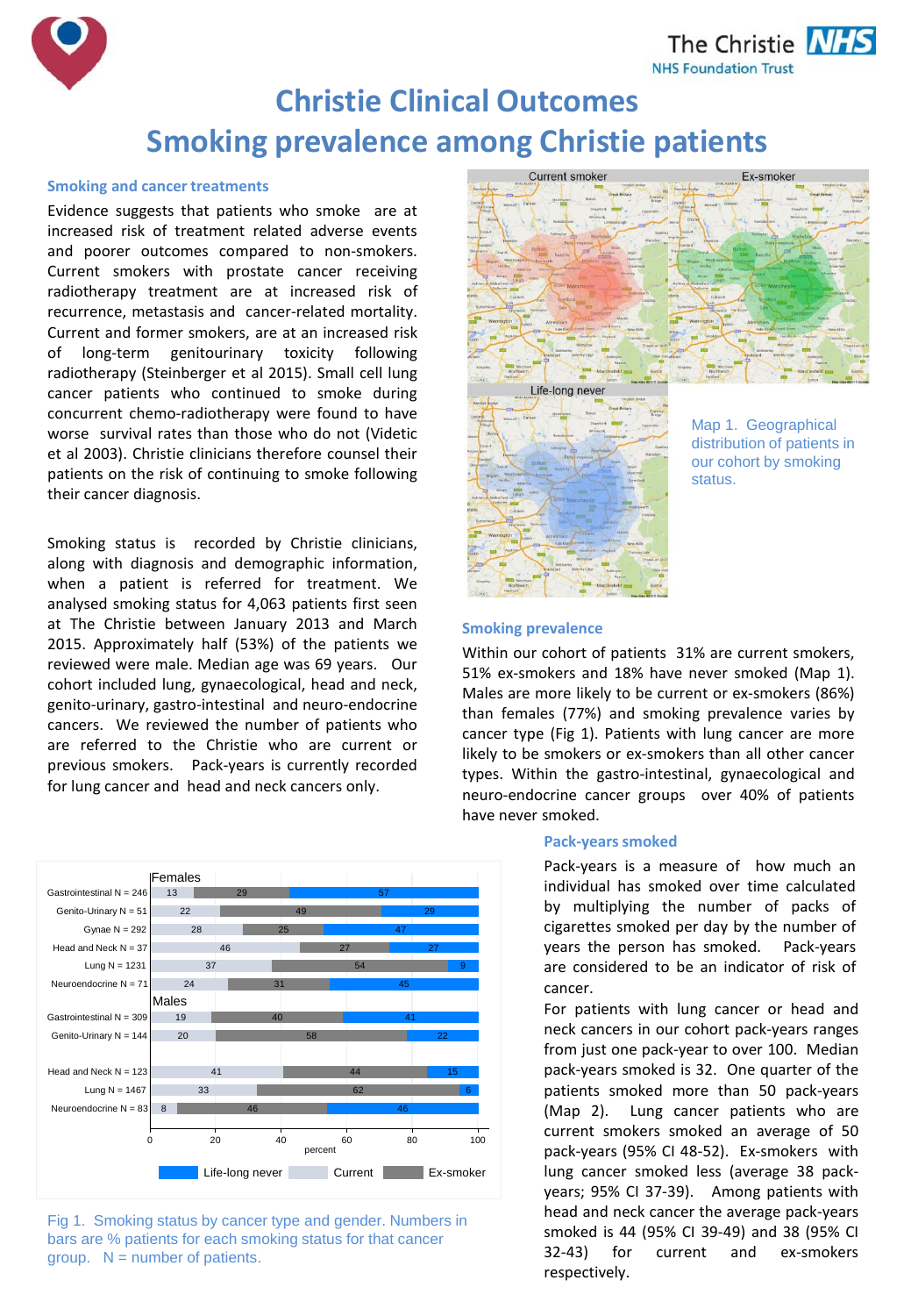# Christie Clinical Outcomes

# Smoking prevalence among Christie patients

### Smoking and cancer treatments

Evidence suggests that patients who smoke are at increased risk of treatment related adverse events and poorer outcomes compared to non-smokers. Current smokers with prostate cancer receiving radiotherapy treatment are at increased risk of recurrence, metastasis and cancer-related mortality. Current and former smokers, are at an increased risk of long-term genitourinary toxicity following radiotherapy (Steinberger et al 2015). Small cell lung cancer patients who continued to smoke during concurrent chemo-radiotherapy were found to have worse survival rates than those who do not (Videtic et al 2003). Christie clinicians therefore counsel their patients on the risk of continuing to smoke following their cancer diagnosis.

Smoking status is recorded by Christie clinicians, along with diagnosis and demographic information, when a patient is referred for treatment. We analysed smoking status for 4,063 patients first seen at The Christie between January 2013 and March 2015. Approximately half (53%) of the patients we reviewed were male. Median age was 69 years. Our cohort included lung, gynaecological, head and neck, genito-urinary, gastro-intestinal and neuro-endocrine cancers. We reviewed the number of patients who are referred to the Christie who are current or previous smokers. Pack-years is currently recorded for lung cancer and head and neck cancers only.

Map 1. Geographical distribution of patients in our cohort by smoking status.

### Smoking prevalence

Within our cohort of patients 31% are current smokers, 51% ex-smokers and 18% have never smoked (Map 1). Males are more likely to be current or ex-smokers (86%) than females (77%) and smoking prevalence varies by cancer type (Fig 1). Patients with lung cancer are more likely to be smokers or ex-smokers than all other cancer types. Within the gastro-intestinal, gynaecological and neuro-endocrine cancer groups over 40% of patients have never smoked.

| | Current | Ex-smoker | Life-long never |
|---|---|---|---|
| **Females** | | | |
| Gastrointestinal N = 246 | 13 | 29 | 57 |
| Genito-Urinary N = 51 | 22 | 49 | 29 |
| Gynae N = 292 | 28 | 25 | 47 |
| Head and Neck N = 37 | 46 | 27 | 27 |
| Lung N = 1231 | 37 | 54 | 9 |
| Neuroendocrine N = 71 | 24 | 31 | 45 |
| **Males** | | | |
| Gastrointestinal N = 309 | 19 | 40 | 41 |
| Genito-Urinary N = 144 | 20 | 58 | 22 |
| Head and Neck N = 123 | 41 | 44 | 15 |
| Lung N = 1467 | 33 | 62 | 6 |
| Neuroendocrine N = 83 | 8 | 46 | 46 |

Fig 1. Smoking status by cancer type and gender. Numbers in bars are % patients for each smoking status for that cancer group. N = number of patients.

### Pack-years smoked

Pack-years is a measure of how much an individual has smoked over time calculated by multiplying the number of packs of cigarettes smoked per day by the number of years the person has smoked. Pack-years are considered to be an indicator of risk of cancer.

For patients with lung cancer or head and neck cancers in our cohort pack-years ranges from just one pack-year to over 100. Median pack-years smoked is 32. One quarter of the patients smoked more than 50 pack-years (Map 2). Lung cancer patients who are current smokers smoked an average of 50 pack-years (95% CI 48-52). Ex-smokers with lung cancer smoked less (average 38 pack-years; 95% CI 37-39). Among patients with head and neck cancer the average pack-years smoked is 44 (95% CI 39-49) and 38 (95% CI 32-43) for current and ex-smokers respectively.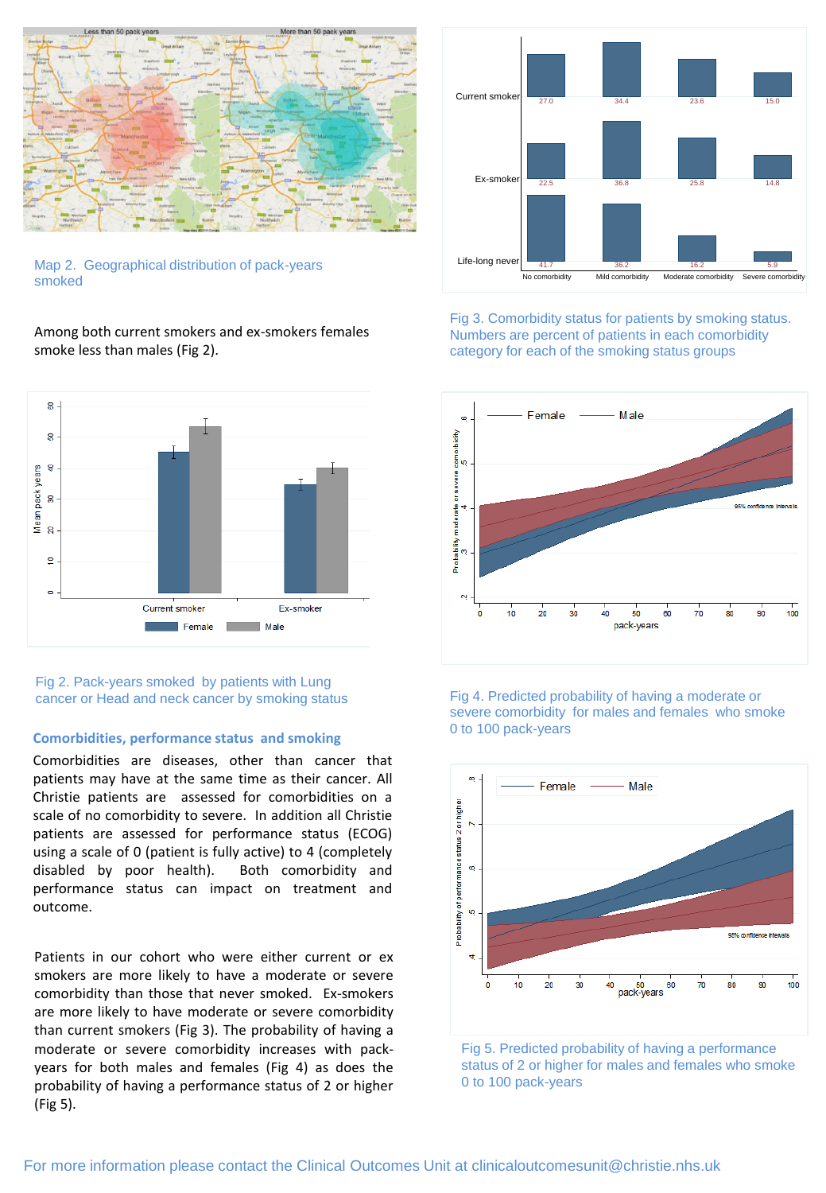Less than 50 pack years

More than 50 pack years

Map 2. Geographical distribution of pack-years smoked

Among both current smokers and ex-smokers females smoke less than males (Fig 2).

Mean pack years

0
10
20
30
40
50
60

Current smoker
Ex-smoker

Female
Male

Fig 2. Pack-years smoked by patients with Lung cancer or Head and neck cancer by smoking status

## Comorbidities, performance status and smoking

Comorbidities are diseases, other than cancer that patients may have at the same time as their cancer. All Christie patients are assessed for comorbidities on a scale of no comorbidity to severe. In addition all Christie patients are assessed for performance status (ECOG) using a scale of 0 (patient is fully active) to 4 (completely disabled by poor health). Both comorbidity and performance status can impact on treatment and outcome.

Patients in our cohort who were either current or ex smokers are more likely to have a moderate or severe comorbidity than those that never smoked. Ex-smokers are more likely to have moderate or severe comorbidity than current smokers (Fig 3). The probability of having a moderate or severe comorbidity increases with pack-years for both males and females (Fig 4) as does the probability of having a performance status of 2 or higher (Fig 5).

Current smoker
27.0
34.4
23.6
15.0

Ex-smoker
22.5
36.8
25.8
14.8

Life-long never
41.7
36.2
16.2
5.9

No comorbidity
Mild comorbidity
Moderate comorbidity
Severe comorbidity

Fig 3. Comorbidity status for patients by smoking status. Numbers are percent of patients in each comorbidity category for each of the smoking status groups

Female
Male

Probability moderate or severe comorbidity

.2
.3
.4
.5
.6

95% confidence intervals

0
10
20
30
40
50
60
70
80
90
100

pack-years

Fig 4. Predicted probability of having a moderate or severe comorbidity for males and females who smoke 0 to 100 pack-years

Female
Male

Probability of performance status 2 or higher

.4
.5
.6
.7
.8

95% confidence intervals

0
10
20
30
40
50
60
70
80
90
100

pack-years

Fig 5. Predicted probability of having a performance status of 2 or higher for males and females who smoke 0 to 100 pack-years

For more information please contact the Clinical Outcomes Unit at clinicaloutcomesunit@christie.nhs.uk